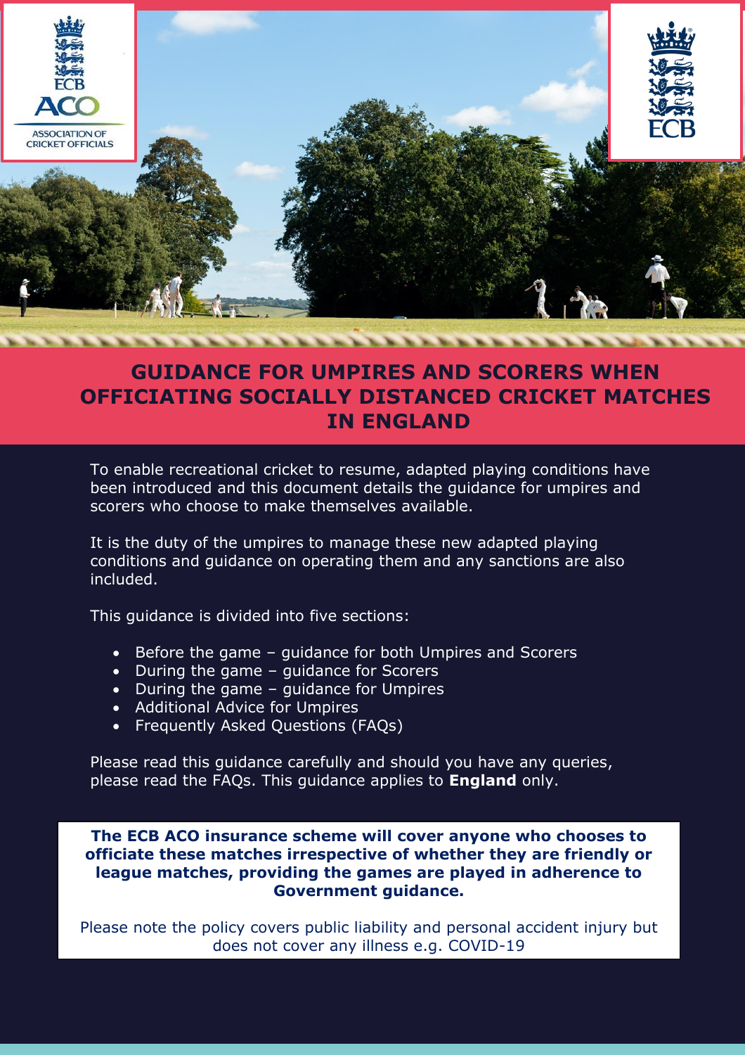# GUIDANCE FOR UMPIRES AND SCORERS WHEN OFFICIATING SOCIALLY DISTANCED CRICKET MATCHES IN ENGLAND

To enable recreational cricket to resume, adapted playing conditions have been introduced and this document details the guidance for umpires and scorers who choose to make themselves available.

It is the duty of the umpires to manage these new adapted playing conditions and guidance on operating them and any sanctions are also included.

This guidance is divided into five sections:

- Before the game – guidance for both Umpires and Scorers
- During the game – guidance for Scorers
- During the game – guidance for Umpires
- Additional Advice for Umpires
- Frequently Asked Questions (FAQs)

Please read this guidance carefully and should you have any queries, please read the FAQs. This guidance applies to **England** only.

**The ECB ACO insurance scheme will cover anyone who chooses to officiate these matches irrespective of whether they are friendly or league matches, providing the games are played in adherence to Government guidance.**

Please note the policy covers public liability and personal accident injury but does not cover any illness e.g. COVID-19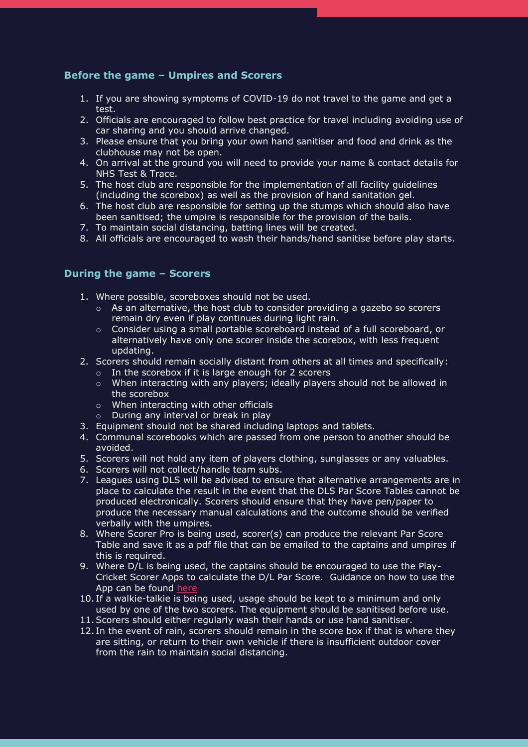## Before the game – Umpires and Scorers

1. If you are showing symptoms of COVID-19 do not travel to the game and get a test.
2. Officials are encouraged to follow best practice for travel including avoiding use of car sharing and you should arrive changed.
3. Please ensure that you bring your own hand sanitiser and food and drink as the clubhouse may not be open.
4. On arrival at the ground you will need to provide your name & contact details for NHS Test & Trace.
5. The host club are responsible for the implementation of all facility guidelines (including the scorebox) as well as the provision of hand sanitation gel.
6. The host club are responsible for setting up the stumps which should also have been sanitised; the umpire is responsible for the provision of the bails.
7. To maintain social distancing, batting lines will be created.
8. All officials are encouraged to wash their hands/hand sanitise before play starts.

## During the game – Scorers

1. Where possible, scoreboxes should not be used.
   - As an alternative, the host club to consider providing a gazebo so scorers remain dry even if play continues during light rain.
   - Consider using a small portable scoreboard instead of a full scoreboard, or alternatively have only one scorer inside the scorebox, with less frequent updating.
2. Scorers should remain socially distant from others at all times and specifically:
   - In the scorebox if it is large enough for 2 scorers
   - When interacting with any players; ideally players should not be allowed in the scorebox
   - When interacting with other officials
   - During any interval or break in play
3. Equipment should not be shared including laptops and tablets.
4. Communal scorebooks which are passed from one person to another should be avoided.
5. Scorers will not hold any item of players clothing, sunglasses or any valuables.
6. Scorers will not collect/handle team subs.
7. Leagues using DLS will be advised to ensure that alternative arrangements are in place to calculate the result in the event that the DLS Par Score Tables cannot be produced electronically. Scorers should ensure that they have pen/paper to produce the necessary manual calculations and the outcome should be verified verbally with the umpires.
8. Where Scorer Pro is being used, scorer(s) can produce the relevant Par Score Table and save it as a pdf file that can be emailed to the captains and umpires if this is required.
9. Where D/L is being used, the captains should be encouraged to use the Play-Cricket Scorer Apps to calculate the D/L Par Score. Guidance on how to use the App can be found here
10. If a walkie-talkie is being used, usage should be kept to a minimum and only used by one of the two scorers. The equipment should be sanitised before use.
11. Scorers should either regularly wash their hands or use hand sanitiser.
12. In the event of rain, scorers should remain in the score box if that is where they are sitting, or return to their own vehicle if there is insufficient outdoor cover from the rain to maintain social distancing.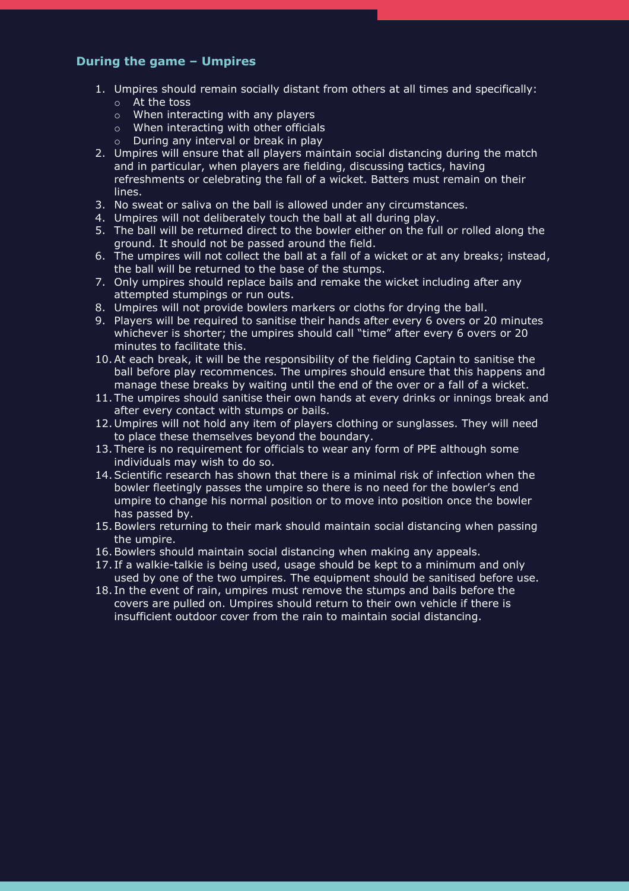### During the game – Umpires

1. Umpires should remain socially distant from others at all times and specifically:
   - At the toss
   - When interacting with any players
   - When interacting with other officials
   - During any interval or break in play
2. Umpires will ensure that all players maintain social distancing during the match and in particular, when players are fielding, discussing tactics, having refreshments or celebrating the fall of a wicket. Batters must remain on their lines.
3. No sweat or saliva on the ball is allowed under any circumstances.
4. Umpires will not deliberately touch the ball at all during play.
5. The ball will be returned direct to the bowler either on the full or rolled along the ground. It should not be passed around the field.
6. The umpires will not collect the ball at a fall of a wicket or at any breaks; instead, the ball will be returned to the base of the stumps.
7. Only umpires should replace bails and remake the wicket including after any attempted stumpings or run outs.
8. Umpires will not provide bowlers markers or cloths for drying the ball.
9. Players will be required to sanitise their hands after every 6 overs or 20 minutes whichever is shorter; the umpires should call "time" after every 6 overs or 20 minutes to facilitate this.
10. At each break, it will be the responsibility of the fielding Captain to sanitise the ball before play recommences. The umpires should ensure that this happens and manage these breaks by waiting until the end of the over or a fall of a wicket.
11. The umpires should sanitise their own hands at every drinks or innings break and after every contact with stumps or bails.
12. Umpires will not hold any item of players clothing or sunglasses. They will need to place these themselves beyond the boundary.
13. There is no requirement for officials to wear any form of PPE although some individuals may wish to do so.
14. Scientific research has shown that there is a minimal risk of infection when the bowler fleetingly passes the umpire so there is no need for the bowler's end umpire to change his normal position or to move into position once the bowler has passed by.
15. Bowlers returning to their mark should maintain social distancing when passing the umpire.
16. Bowlers should maintain social distancing when making any appeals.
17. If a walkie-talkie is being used, usage should be kept to a minimum and only used by one of the two umpires. The equipment should be sanitised before use.
18. In the event of rain, umpires must remove the stumps and bails before the covers are pulled on. Umpires should return to their own vehicle if there is insufficient outdoor cover from the rain to maintain social distancing.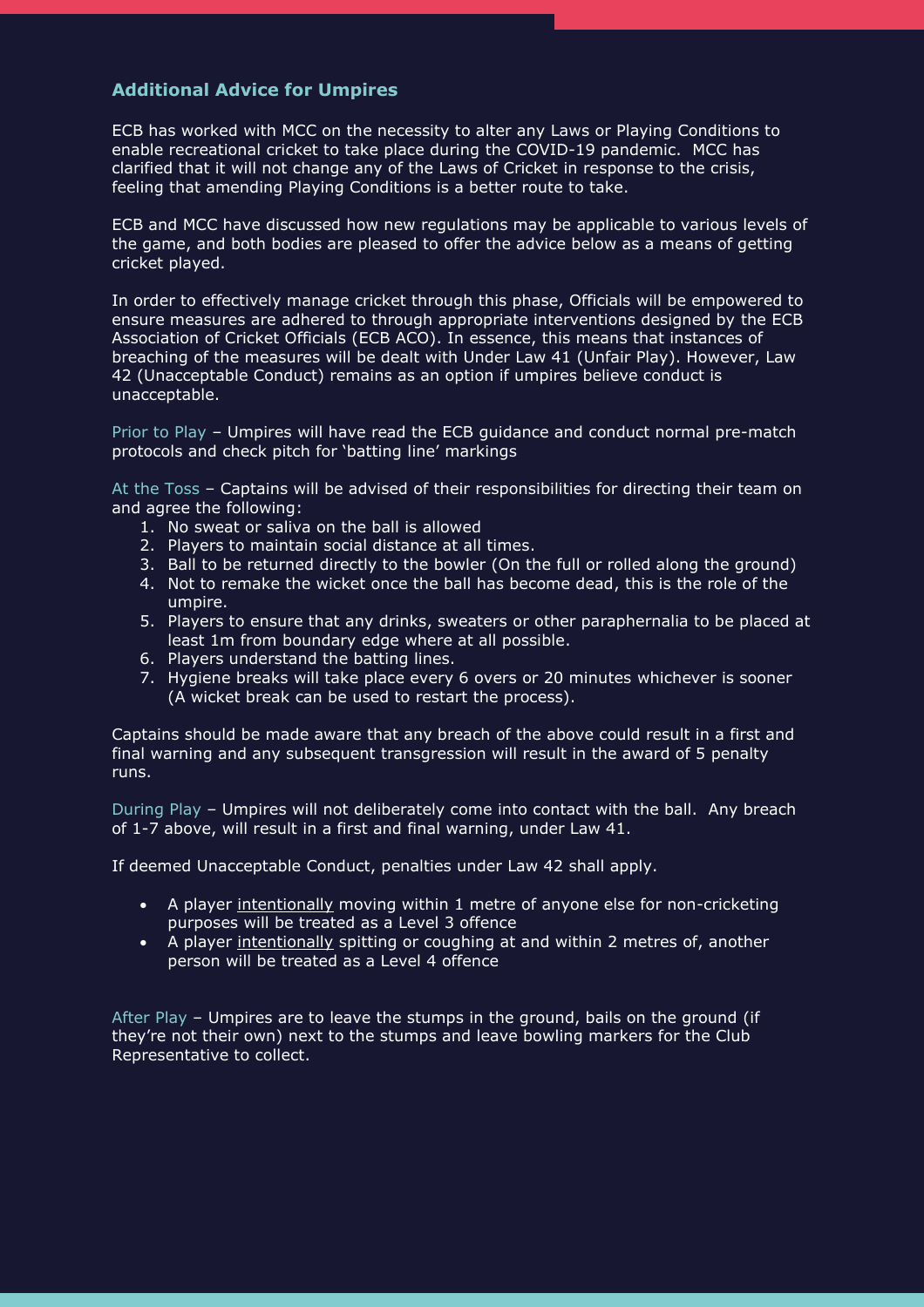## Additional Advice for Umpires

ECB has worked with MCC on the necessity to alter any Laws or Playing Conditions to enable recreational cricket to take place during the COVID-19 pandemic. MCC has clarified that it will not change any of the Laws of Cricket in response to the crisis, feeling that amending Playing Conditions is a better route to take.

ECB and MCC have discussed how new regulations may be applicable to various levels of the game, and both bodies are pleased to offer the advice below as a means of getting cricket played.

In order to effectively manage cricket through this phase, Officials will be empowered to ensure measures are adhered to through appropriate interventions designed by the ECB Association of Cricket Officials (ECB ACO). In essence, this means that instances of breaching of the measures will be dealt with Under Law 41 (Unfair Play). However, Law 42 (Unacceptable Conduct) remains as an option if umpires believe conduct is unacceptable.

Prior to Play – Umpires will have read the ECB guidance and conduct normal pre-match protocols and check pitch for 'batting line' markings

At the Toss – Captains will be advised of their responsibilities for directing their team on and agree the following:

1. No sweat or saliva on the ball is allowed
2. Players to maintain social distance at all times.
3. Ball to be returned directly to the bowler (On the full or rolled along the ground)
4. Not to remake the wicket once the ball has become dead, this is the role of the umpire.
5. Players to ensure that any drinks, sweaters or other paraphernalia to be placed at least 1m from boundary edge where at all possible.
6. Players understand the batting lines.
7. Hygiene breaks will take place every 6 overs or 20 minutes whichever is sooner (A wicket break can be used to restart the process).

Captains should be made aware that any breach of the above could result in a first and final warning and any subsequent transgression will result in the award of 5 penalty runs.

During Play – Umpires will not deliberately come into contact with the ball. Any breach of 1-7 above, will result in a first and final warning, under Law 41.

If deemed Unacceptable Conduct, penalties under Law 42 shall apply.

- A player <u>intentionally</u> moving within 1 metre of anyone else for non-cricketing purposes will be treated as a Level 3 offence
- A player <u>intentionally</u> spitting or coughing at and within 2 metres of, another person will be treated as a Level 4 offence

After Play – Umpires are to leave the stumps in the ground, bails on the ground (if they're not their own) next to the stumps and leave bowling markers for the Club Representative to collect.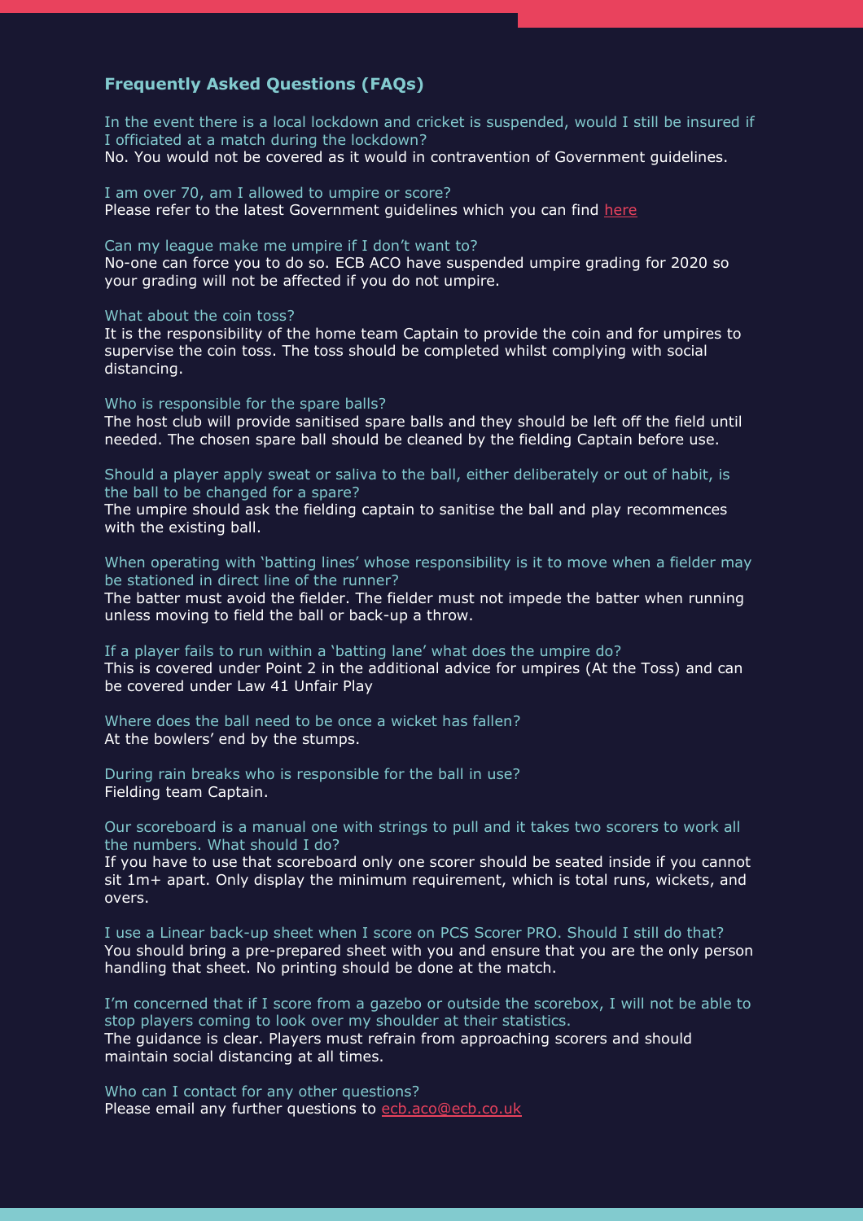## Frequently Asked Questions (FAQs)

In the event there is a local lockdown and cricket is suspended, would I still be insured if I officiated at a match during the lockdown?

No. You would not be covered as it would in contravention of Government guidelines.

I am over 70, am I allowed to umpire or score?

Please refer to the latest Government guidelines which you can find here

Can my league make me umpire if I don't want to?

No-one can force you to do so. ECB ACO have suspended umpire grading for 2020 so your grading will not be affected if you do not umpire.

What about the coin toss?

It is the responsibility of the home team Captain to provide the coin and for umpires to supervise the coin toss. The toss should be completed whilst complying with social distancing.

Who is responsible for the spare balls?

The host club will provide sanitised spare balls and they should be left off the field until needed. The chosen spare ball should be cleaned by the fielding Captain before use.

Should a player apply sweat or saliva to the ball, either deliberately or out of habit, is the ball to be changed for a spare?

The umpire should ask the fielding captain to sanitise the ball and play recommences with the existing ball.

When operating with 'batting lines' whose responsibility is it to move when a fielder may be stationed in direct line of the runner?

The batter must avoid the fielder. The fielder must not impede the batter when running unless moving to field the ball or back-up a throw.

If a player fails to run within a 'batting lane' what does the umpire do?

This is covered under Point 2 in the additional advice for umpires (At the Toss) and can be covered under Law 41 Unfair Play

Where does the ball need to be once a wicket has fallen?

At the bowlers' end by the stumps.

During rain breaks who is responsible for the ball in use?

Fielding team Captain.

Our scoreboard is a manual one with strings to pull and it takes two scorers to work all the numbers. What should I do?

If you have to use that scoreboard only one scorer should be seated inside if you cannot sit 1m+ apart. Only display the minimum requirement, which is total runs, wickets, and overs.

I use a Linear back-up sheet when I score on PCS Scorer PRO. Should I still do that?

You should bring a pre-prepared sheet with you and ensure that you are the only person handling that sheet. No printing should be done at the match.

I'm concerned that if I score from a gazebo or outside the scorebox, I will not be able to stop players coming to look over my shoulder at their statistics.

The guidance is clear. Players must refrain from approaching scorers and should maintain social distancing at all times.

Who can I contact for any other questions?

Please email any further questions to ecb.aco@ecb.co.uk